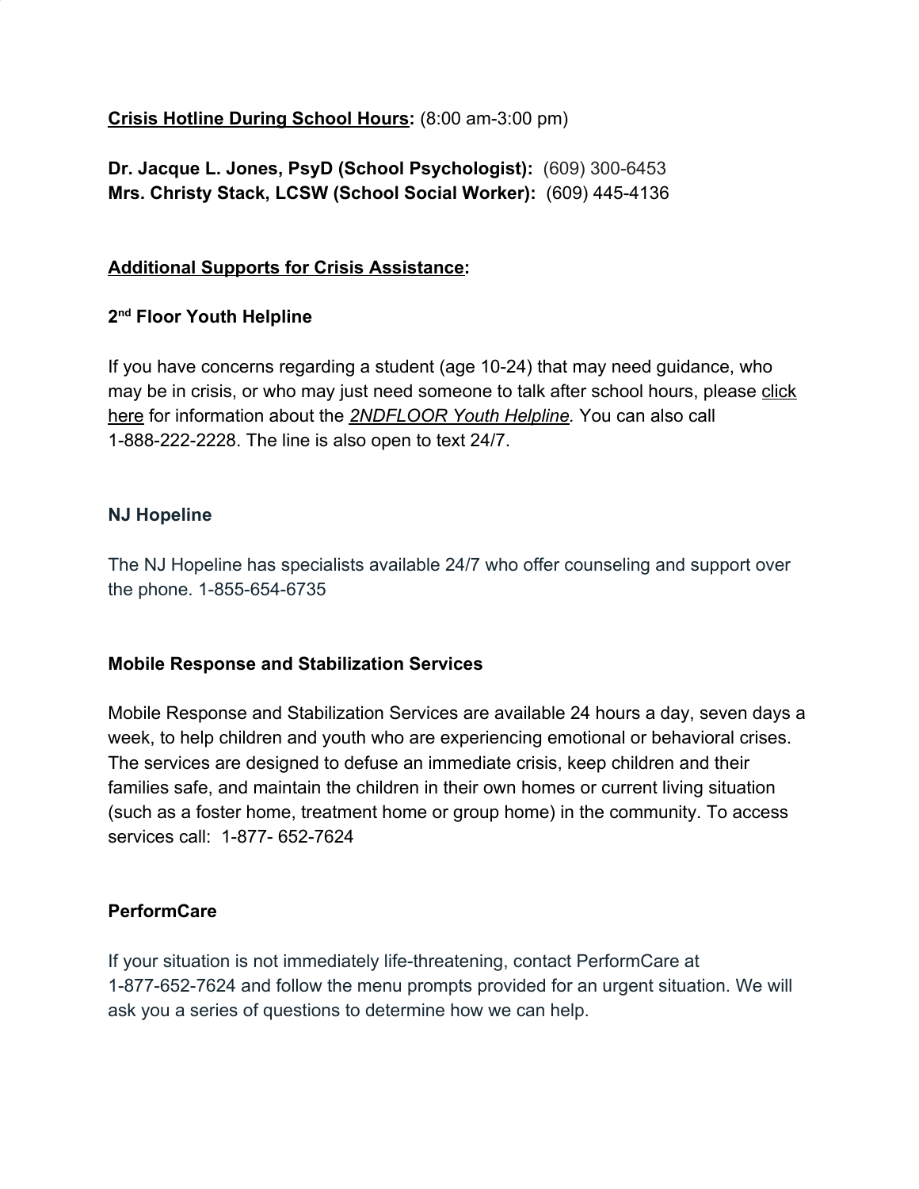**Crisis Hotline During School Hours:** (8:00 am-3:00 pm)

**Dr. Jacque L. Jones, PsyD (School Psychologist):** (609) 300-6453
**Mrs. Christy Stack, LCSW (School Social Worker):** (609) 445-4136

**Additional Supports for Crisis Assistance:**

### 2nd Floor Youth Helpline

If you have concerns regarding a student (age 10-24) that may need guidance, who may be in crisis, or who may just need someone to talk after school hours, please click here for information about the *2NDFLOOR Youth Helpline.* You can also call 1-888-222-2228. The line is also open to text 24/7.

### NJ Hopeline

The NJ Hopeline has specialists available 24/7 who offer counseling and support over the phone. 1-855-654-6735

### Mobile Response and Stabilization Services

Mobile Response and Stabilization Services are available 24 hours a day, seven days a week, to help children and youth who are experiencing emotional or behavioral crises. The services are designed to defuse an immediate crisis, keep children and their families safe, and maintain the children in their own homes or current living situation (such as a foster home, treatment home or group home) in the community. To access services call: 1-877- 652-7624

### PerformCare

If your situation is not immediately life-threatening, contact PerformCare at 1-877-652-7624 and follow the menu prompts provided for an urgent situation. We will ask you a series of questions to determine how we can help.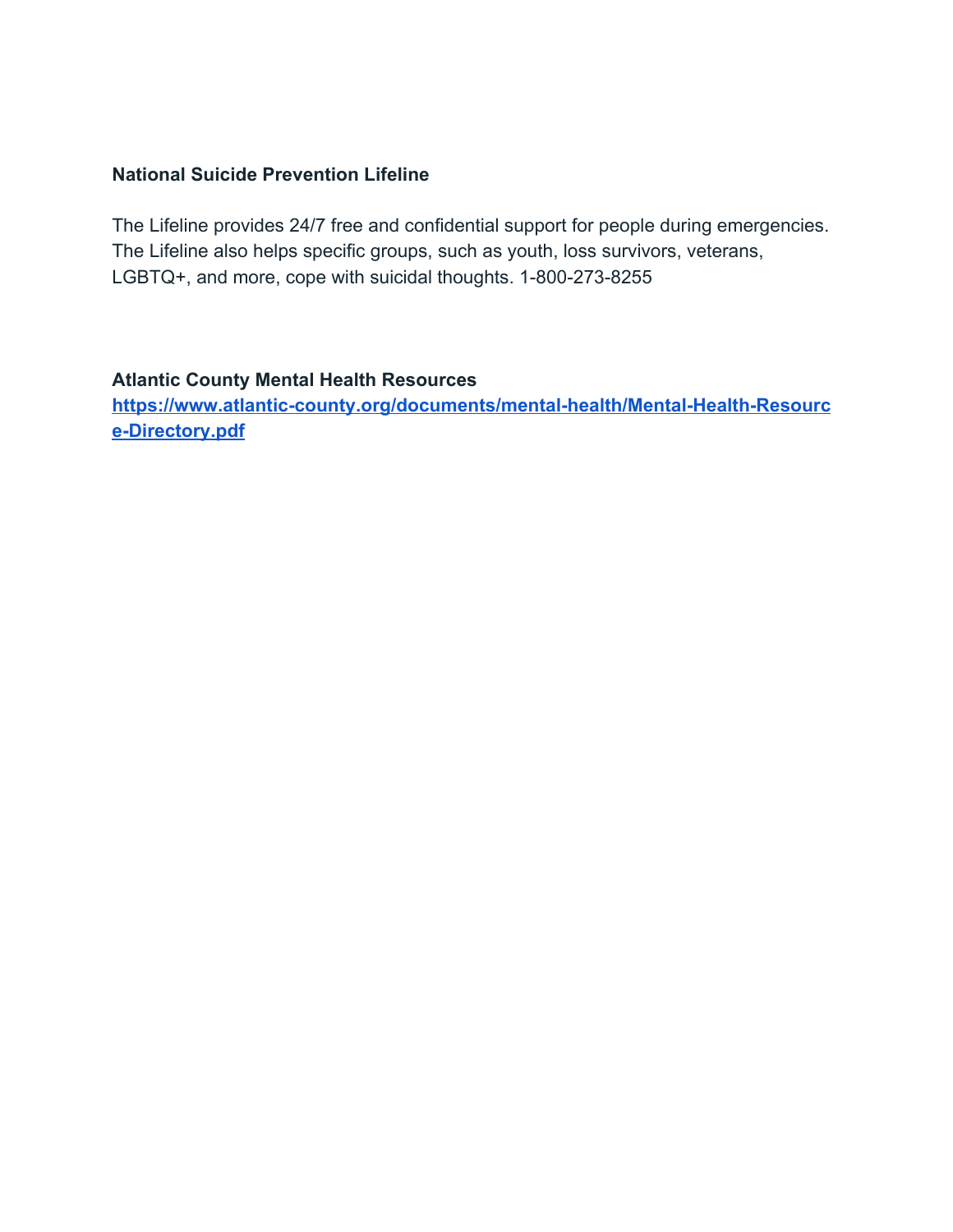**National Suicide Prevention Lifeline**

The Lifeline provides 24/7 free and confidential support for people during emergencies. The Lifeline also helps specific groups, such as youth, loss survivors, veterans, LGBTQ+, and more, cope with suicidal thoughts. 1-800-273-8255

**Atlantic County Mental Health Resources**
**[https://www.atlantic-county.org/documents/mental-health/Mental-Health-Resource-Directory.pdf](https://www.atlantic-county.org/documents/mental-health/Mental-Health-Resource-Directory.pdf)**